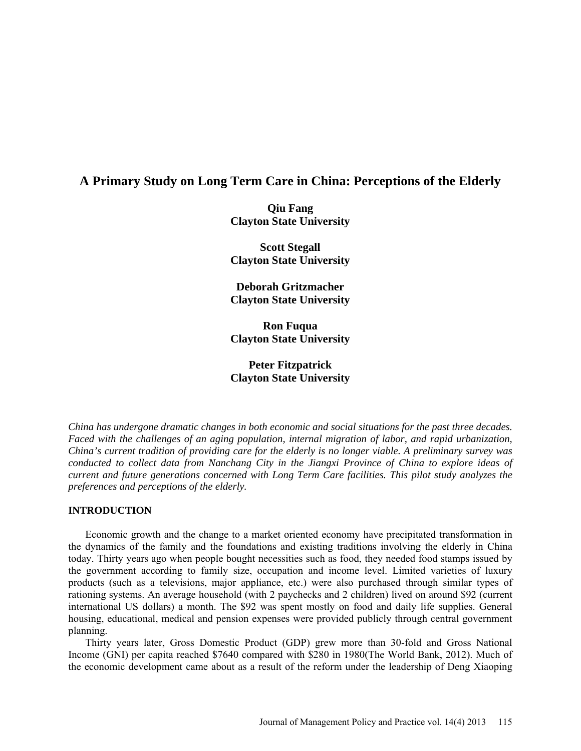# A Primary Study on Long Term Care in China: Perceptions of the Elderly

**Qiu Fang**
**Clayton State University**

**Scott Stegall**
**Clayton State University**

**Deborah Gritzmacher**
**Clayton State University**

**Ron Fuqua**
**Clayton State University**

**Peter Fitzpatrick**
**Clayton State University**

*China has undergone dramatic changes in both economic and social situations for the past three decades. Faced with the challenges of an aging population, internal migration of labor, and rapid urbanization, China's current tradition of providing care for the elderly is no longer viable. A preliminary survey was conducted to collect data from Nanchang City in the Jiangxi Province of China to explore ideas of current and future generations concerned with Long Term Care facilities. This pilot study analyzes the preferences and perceptions of the elderly.*

## INTRODUCTION

Economic growth and the change to a market oriented economy have precipitated transformation in the dynamics of the family and the foundations and existing traditions involving the elderly in China today. Thirty years ago when people bought necessities such as food, they needed food stamps issued by the government according to family size, occupation and income level. Limited varieties of luxury products (such as a televisions, major appliance, etc.) were also purchased through similar types of rationing systems. An average household (with 2 paychecks and 2 children) lived on around $92 (current international US dollars) a month. The $92 was spent mostly on food and daily life supplies. General housing, educational, medical and pension expenses were provided publicly through central government planning.

Thirty years later, Gross Domestic Product (GDP) grew more than 30-fold and Gross National Income (GNI) per capita reached $7640 compared with $280 in 1980(The World Bank, 2012). Much of the economic development came about as a result of the reform under the leadership of Deng Xiaoping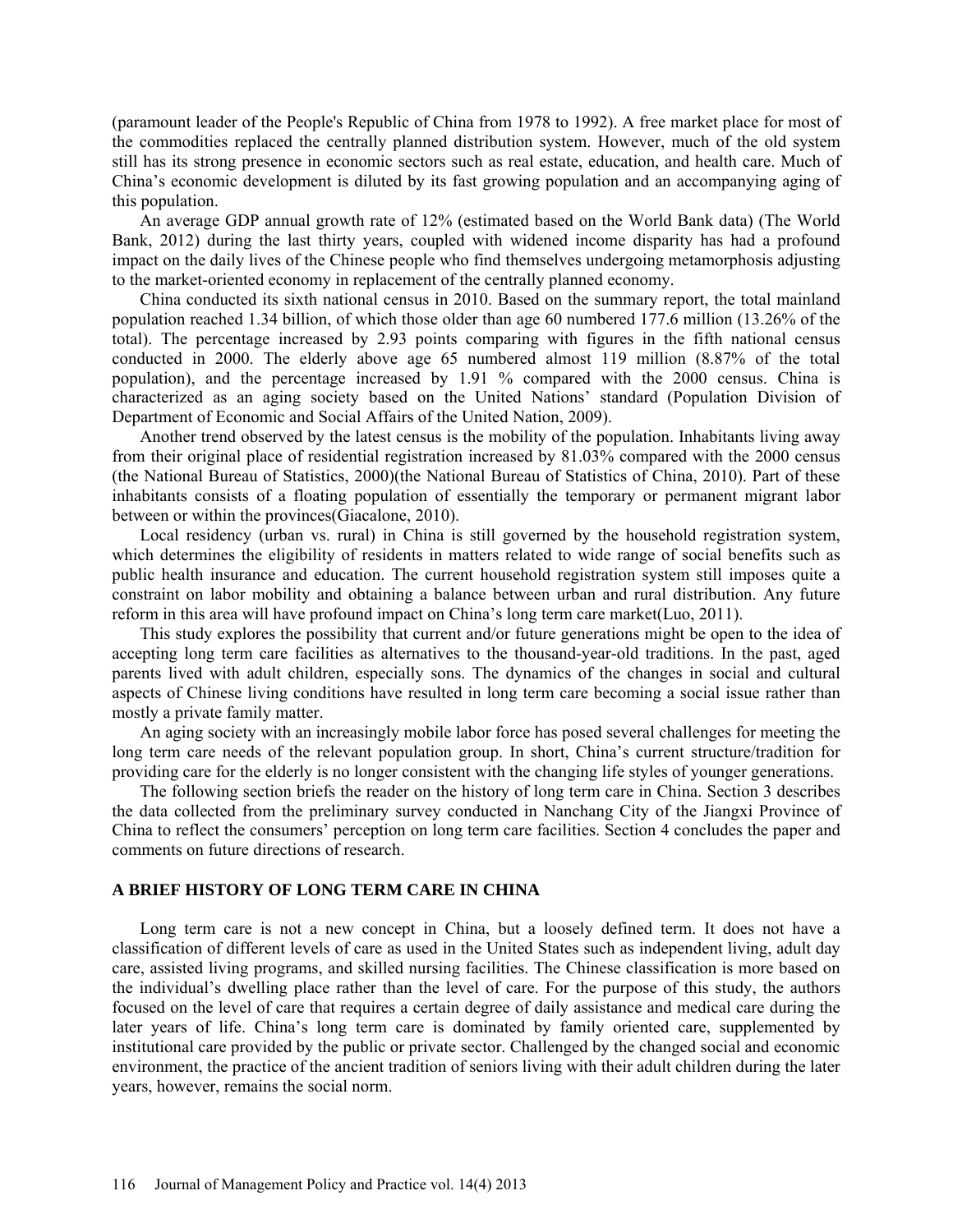(paramount leader of the People's Republic of China from 1978 to 1992). A free market place for most of the commodities replaced the centrally planned distribution system. However, much of the old system still has its strong presence in economic sectors such as real estate, education, and health care. Much of China's economic development is diluted by its fast growing population and an accompanying aging of this population.

An average GDP annual growth rate of 12% (estimated based on the World Bank data) (The World Bank, 2012) during the last thirty years, coupled with widened income disparity has had a profound impact on the daily lives of the Chinese people who find themselves undergoing metamorphosis adjusting to the market-oriented economy in replacement of the centrally planned economy.

China conducted its sixth national census in 2010. Based on the summary report, the total mainland population reached 1.34 billion, of which those older than age 60 numbered 177.6 million (13.26% of the total). The percentage increased by 2.93 points comparing with figures in the fifth national census conducted in 2000. The elderly above age 65 numbered almost 119 million (8.87% of the total population), and the percentage increased by 1.91 % compared with the 2000 census. China is characterized as an aging society based on the United Nations' standard (Population Division of Department of Economic and Social Affairs of the United Nation, 2009).

Another trend observed by the latest census is the mobility of the population. Inhabitants living away from their original place of residential registration increased by 81.03% compared with the 2000 census (the National Bureau of Statistics, 2000)(the National Bureau of Statistics of China, 2010). Part of these inhabitants consists of a floating population of essentially the temporary or permanent migrant labor between or within the provinces(Giacalone, 2010).

Local residency (urban vs. rural) in China is still governed by the household registration system, which determines the eligibility of residents in matters related to wide range of social benefits such as public health insurance and education. The current household registration system still imposes quite a constraint on labor mobility and obtaining a balance between urban and rural distribution. Any future reform in this area will have profound impact on China's long term care market(Luo, 2011).

This study explores the possibility that current and/or future generations might be open to the idea of accepting long term care facilities as alternatives to the thousand-year-old traditions. In the past, aged parents lived with adult children, especially sons. The dynamics of the changes in social and cultural aspects of Chinese living conditions have resulted in long term care becoming a social issue rather than mostly a private family matter.

An aging society with an increasingly mobile labor force has posed several challenges for meeting the long term care needs of the relevant population group. In short, China's current structure/tradition for providing care for the elderly is no longer consistent with the changing life styles of younger generations.

The following section briefs the reader on the history of long term care in China. Section 3 describes the data collected from the preliminary survey conducted in Nanchang City of the Jiangxi Province of China to reflect the consumers' perception on long term care facilities. Section 4 concludes the paper and comments on future directions of research.

## A BRIEF HISTORY OF LONG TERM CARE IN CHINA

Long term care is not a new concept in China, but a loosely defined term. It does not have a classification of different levels of care as used in the United States such as independent living, adult day care, assisted living programs, and skilled nursing facilities. The Chinese classification is more based on the individual's dwelling place rather than the level of care. For the purpose of this study, the authors focused on the level of care that requires a certain degree of daily assistance and medical care during the later years of life. China's long term care is dominated by family oriented care, supplemented by institutional care provided by the public or private sector. Challenged by the changed social and economic environment, the practice of the ancient tradition of seniors living with their adult children during the later years, however, remains the social norm.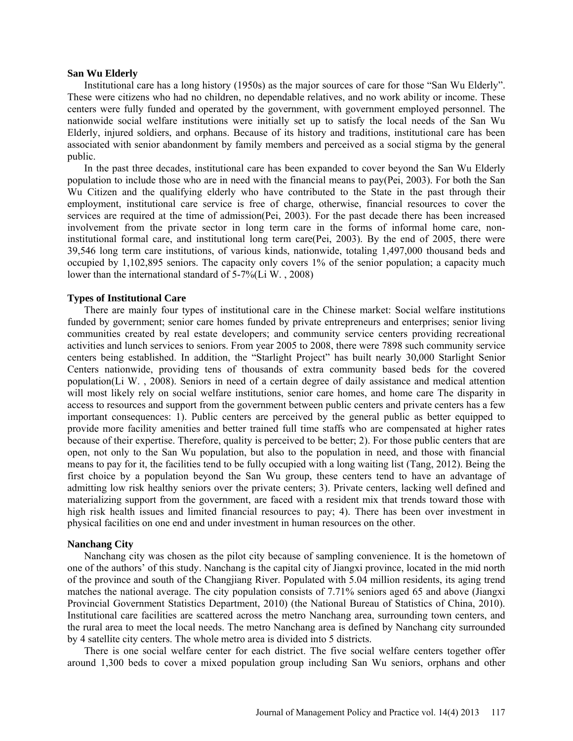**San Wu Elderly**

Institutional care has a long history (1950s) as the major sources of care for those "San Wu Elderly". These were citizens who had no children, no dependable relatives, and no work ability or income. These centers were fully funded and operated by the government, with government employed personnel. The nationwide social welfare institutions were initially set up to satisfy the local needs of the San Wu Elderly, injured soldiers, and orphans. Because of its history and traditions, institutional care has been associated with senior abandonment by family members and perceived as a social stigma by the general public.

In the past three decades, institutional care has been expanded to cover beyond the San Wu Elderly population to include those who are in need with the financial means to pay(Pei, 2003). For both the San Wu Citizen and the qualifying elderly who have contributed to the State in the past through their employment, institutional care service is free of charge, otherwise, financial resources to cover the services are required at the time of admission(Pei, 2003). For the past decade there has been increased involvement from the private sector in long term care in the forms of informal home care, non-institutional formal care, and institutional long term care(Pei, 2003). By the end of 2005, there were 39,546 long term care institutions, of various kinds, nationwide, totaling 1,497,000 thousand beds and occupied by 1,102,895 seniors. The capacity only covers 1% of the senior population; a capacity much lower than the international standard of 5-7%(Li W. , 2008)

**Types of Institutional Care**

There are mainly four types of institutional care in the Chinese market: Social welfare institutions funded by government; senior care homes funded by private entrepreneurs and enterprises; senior living communities created by real estate developers; and community service centers providing recreational activities and lunch services to seniors. From year 2005 to 2008, there were 7898 such community service centers being established. In addition, the "Starlight Project" has built nearly 30,000 Starlight Senior Centers nationwide, providing tens of thousands of extra community based beds for the covered population(Li W. , 2008). Seniors in need of a certain degree of daily assistance and medical attention will most likely rely on social welfare institutions, senior care homes, and home care The disparity in access to resources and support from the government between public centers and private centers has a few important consequences: 1). Public centers are perceived by the general public as better equipped to provide more facility amenities and better trained full time staffs who are compensated at higher rates because of their expertise. Therefore, quality is perceived to be better; 2). For those public centers that are open, not only to the San Wu population, but also to the population in need, and those with financial means to pay for it, the facilities tend to be fully occupied with a long waiting list (Tang, 2012). Being the first choice by a population beyond the San Wu group, these centers tend to have an advantage of admitting low risk healthy seniors over the private centers; 3). Private centers, lacking well defined and materializing support from the government, are faced with a resident mix that trends toward those with high risk health issues and limited financial resources to pay; 4). There has been over investment in physical facilities on one end and under investment in human resources on the other.

**Nanchang City**

Nanchang city was chosen as the pilot city because of sampling convenience. It is the hometown of one of the authors' of this study. Nanchang is the capital city of Jiangxi province, located in the mid north of the province and south of the Changjiang River. Populated with 5.04 million residents, its aging trend matches the national average. The city population consists of 7.71% seniors aged 65 and above (Jiangxi Provincial Government Statistics Department, 2010) (the National Bureau of Statistics of China, 2010). Institutional care facilities are scattered across the metro Nanchang area, surrounding town centers, and the rural area to meet the local needs. The metro Nanchang area is defined by Nanchang city surrounded by 4 satellite city centers. The whole metro area is divided into 5 districts.

There is one social welfare center for each district. The five social welfare centers together offer around 1,300 beds to cover a mixed population group including San Wu seniors, orphans and other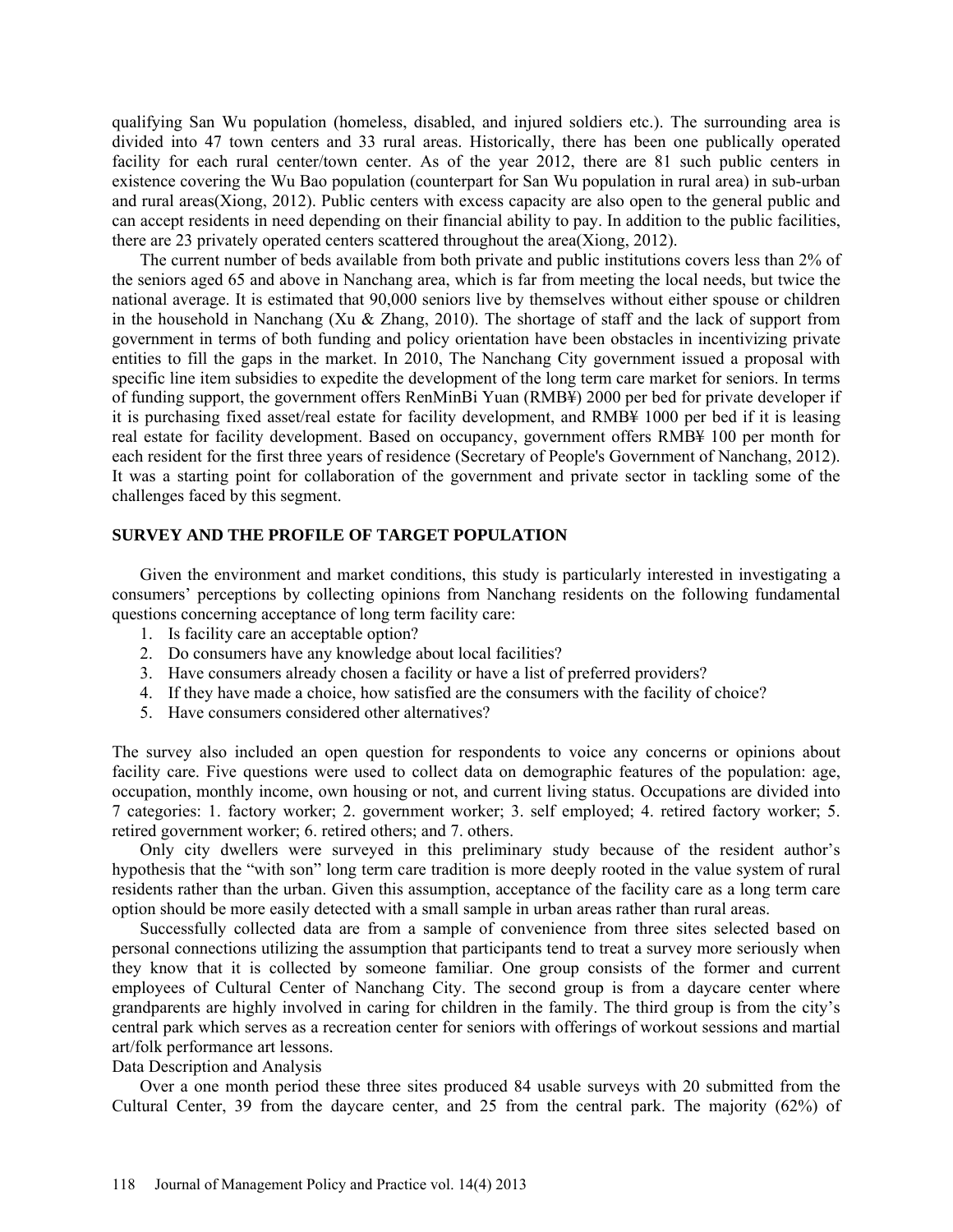qualifying San Wu population (homeless, disabled, and injured soldiers etc.). The surrounding area is divided into 47 town centers and 33 rural areas. Historically, there has been one publically operated facility for each rural center/town center. As of the year 2012, there are 81 such public centers in existence covering the Wu Bao population (counterpart for San Wu population in rural area) in sub-urban and rural areas(Xiong, 2012). Public centers with excess capacity are also open to the general public and can accept residents in need depending on their financial ability to pay. In addition to the public facilities, there are 23 privately operated centers scattered throughout the area(Xiong, 2012).

The current number of beds available from both private and public institutions covers less than 2% of the seniors aged 65 and above in Nanchang area, which is far from meeting the local needs, but twice the national average. It is estimated that 90,000 seniors live by themselves without either spouse or children in the household in Nanchang (Xu & Zhang, 2010). The shortage of staff and the lack of support from government in terms of both funding and policy orientation have been obstacles in incentivizing private entities to fill the gaps in the market. In 2010, The Nanchang City government issued a proposal with specific line item subsidies to expedite the development of the long term care market for seniors. In terms of funding support, the government offers RenMinBi Yuan (RMB¥) 2000 per bed for private developer if it is purchasing fixed asset/real estate for facility development, and RMB¥ 1000 per bed if it is leasing real estate for facility development. Based on occupancy, government offers RMB¥ 100 per month for each resident for the first three years of residence (Secretary of People's Government of Nanchang, 2012). It was a starting point for collaboration of the government and private sector in tackling some of the challenges faced by this segment.

## SURVEY AND THE PROFILE OF TARGET POPULATION

Given the environment and market conditions, this study is particularly interested in investigating a consumers' perceptions by collecting opinions from Nanchang residents on the following fundamental questions concerning acceptance of long term facility care:

1. Is facility care an acceptable option?
2. Do consumers have any knowledge about local facilities?
3. Have consumers already chosen a facility or have a list of preferred providers?
4. If they have made a choice, how satisfied are the consumers with the facility of choice?
5. Have consumers considered other alternatives?

The survey also included an open question for respondents to voice any concerns or opinions about facility care. Five questions were used to collect data on demographic features of the population: age, occupation, monthly income, own housing or not, and current living status. Occupations are divided into 7 categories: 1. factory worker; 2. government worker; 3. self employed; 4. retired factory worker; 5. retired government worker; 6. retired others; and 7. others.

Only city dwellers were surveyed in this preliminary study because of the resident author's hypothesis that the "with son" long term care tradition is more deeply rooted in the value system of rural residents rather than the urban. Given this assumption, acceptance of the facility care as a long term care option should be more easily detected with a small sample in urban areas rather than rural areas.

Successfully collected data are from a sample of convenience from three sites selected based on personal connections utilizing the assumption that participants tend to treat a survey more seriously when they know that it is collected by someone familiar. One group consists of the former and current employees of Cultural Center of Nanchang City. The second group is from a daycare center where grandparents are highly involved in caring for children in the family. The third group is from the city's central park which serves as a recreation center for seniors with offerings of workout sessions and martial art/folk performance art lessons.

### Data Description and Analysis

Over a one month period these three sites produced 84 usable surveys with 20 submitted from the Cultural Center, 39 from the daycare center, and 25 from the central park. The majority (62%) of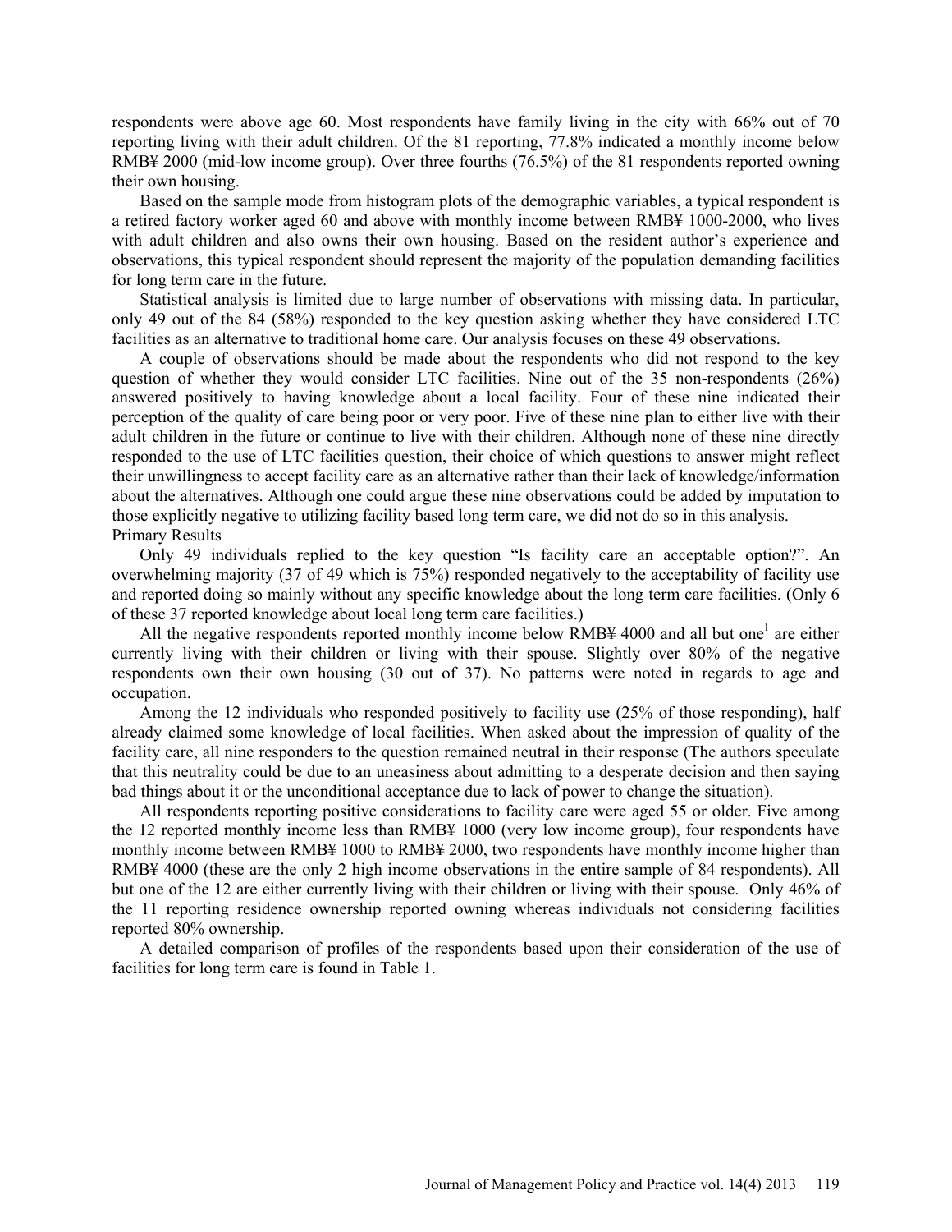respondents were above age 60. Most respondents have family living in the city with 66% out of 70 reporting living with their adult children. Of the 81 reporting, 77.8% indicated a monthly income below RMB¥ 2000 (mid-low income group). Over three fourths (76.5%) of the 81 respondents reported owning their own housing.

Based on the sample mode from histogram plots of the demographic variables, a typical respondent is a retired factory worker aged 60 and above with monthly income between RMB¥ 1000-2000, who lives with adult children and also owns their own housing. Based on the resident author's experience and observations, this typical respondent should represent the majority of the population demanding facilities for long term care in the future.

Statistical analysis is limited due to large number of observations with missing data. In particular, only 49 out of the 84 (58%) responded to the key question asking whether they have considered LTC facilities as an alternative to traditional home care. Our analysis focuses on these 49 observations.

A couple of observations should be made about the respondents who did not respond to the key question of whether they would consider LTC facilities. Nine out of the 35 non-respondents (26%) answered positively to having knowledge about a local facility. Four of these nine indicated their perception of the quality of care being poor or very poor. Five of these nine plan to either live with their adult children in the future or continue to live with their children. Although none of these nine directly responded to the use of LTC facilities question, their choice of which questions to answer might reflect their unwillingness to accept facility care as an alternative rather than their lack of knowledge/information about the alternatives. Although one could argue these nine observations could be added by imputation to those explicitly negative to utilizing facility based long term care, we did not do so in this analysis.

### Primary Results

Only 49 individuals replied to the key question "Is facility care an acceptable option?". An overwhelming majority (37 of 49 which is 75%) responded negatively to the acceptability of facility use and reported doing so mainly without any specific knowledge about the long term care facilities. (Only 6 of these 37 reported knowledge about local long term care facilities.)

All the negative respondents reported monthly income below RMB¥ 4000 and all but one[1] are either currently living with their children or living with their spouse. Slightly over 80% of the negative respondents own their own housing (30 out of 37). No patterns were noted in regards to age and occupation.

Among the 12 individuals who responded positively to facility use (25% of those responding), half already claimed some knowledge of local facilities. When asked about the impression of quality of the facility care, all nine responders to the question remained neutral in their response (The authors speculate that this neutrality could be due to an uneasiness about admitting to a desperate decision and then saying bad things about it or the unconditional acceptance due to lack of power to change the situation).

All respondents reporting positive considerations to facility care were aged 55 or older. Five among the 12 reported monthly income less than RMB¥ 1000 (very low income group), four respondents have monthly income between RMB¥ 1000 to RMB¥ 2000, two respondents have monthly income higher than RMB¥ 4000 (these are the only 2 high income observations in the entire sample of 84 respondents). All but one of the 12 are either currently living with their children or living with their spouse. Only 46% of the 11 reporting residence ownership reported owning whereas individuals not considering facilities reported 80% ownership.

A detailed comparison of profiles of the respondents based upon their consideration of the use of facilities for long term care is found in Table 1.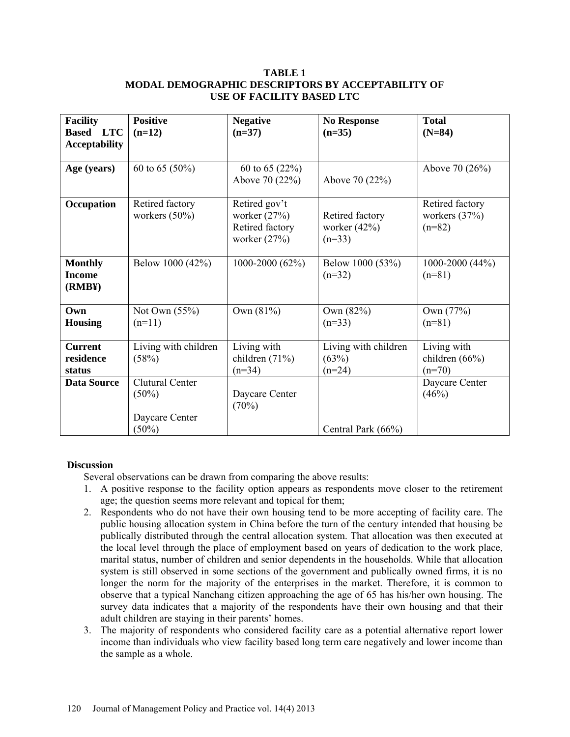**TABLE 1**
**MODAL DEMOGRAPHIC DESCRIPTORS BY ACCEPTABILITY OF USE OF FACILITY BASED LTC**

| Facility Based LTC Acceptability | Positive (n=12) | Negative (n=37) | No Response (n=35) | Total (N=84) |
|---|---|---|---|---|
| **Age (years)** | 60 to 65 (50%) | 60 to 65 (22%) Above 70 (22%) | Above 70 (22%) | Above 70 (26%) |
| **Occupation** | Retired factory workers (50%) | Retired gov't worker (27%) Retired factory worker (27%) | Retired factory worker (42%) (n=33) | Retired factory workers (37%) (n=82) |
| **Monthly Income (RMB¥)** | Below 1000 (42%) | 1000-2000 (62%) | Below 1000 (53%) (n=32) | 1000-2000 (44%) (n=81) |
| **Own Housing** | Not Own (55%) (n=11) | Own (81%) | Own (82%) (n=33) | Own (77%) (n=81) |
| **Current residence status** | Living with children (58%) | Living with children (71%) (n=34) | Living with children (63%) (n=24) | Living with children (66%) (n=70) |
| **Data Source** | Clutural Center (50%) Daycare Center (50%) | Daycare Center (70%) | Central Park (66%) | Daycare Center (46%) |

**Discussion**

Several observations can be drawn from comparing the above results:

1. A positive response to the facility option appears as respondents move closer to the retirement age; the question seems more relevant and topical for them;
2. Respondents who do not have their own housing tend to be more accepting of facility care. The public housing allocation system in China before the turn of the century intended that housing be publically distributed through the central allocation system. That allocation was then executed at the local level through the place of employment based on years of dedication to the work place, marital status, number of children and senior dependents in the households. While that allocation system is still observed in some sections of the government and publically owned firms, it is no longer the norm for the majority of the enterprises in the market. Therefore, it is common to observe that a typical Nanchang citizen approaching the age of 65 has his/her own housing. The survey data indicates that a majority of the respondents have their own housing and that their adult children are staying in their parents' homes.
3. The majority of respondents who considered facility care as a potential alternative report lower income than individuals who view facility based long term care negatively and lower income than the sample as a whole.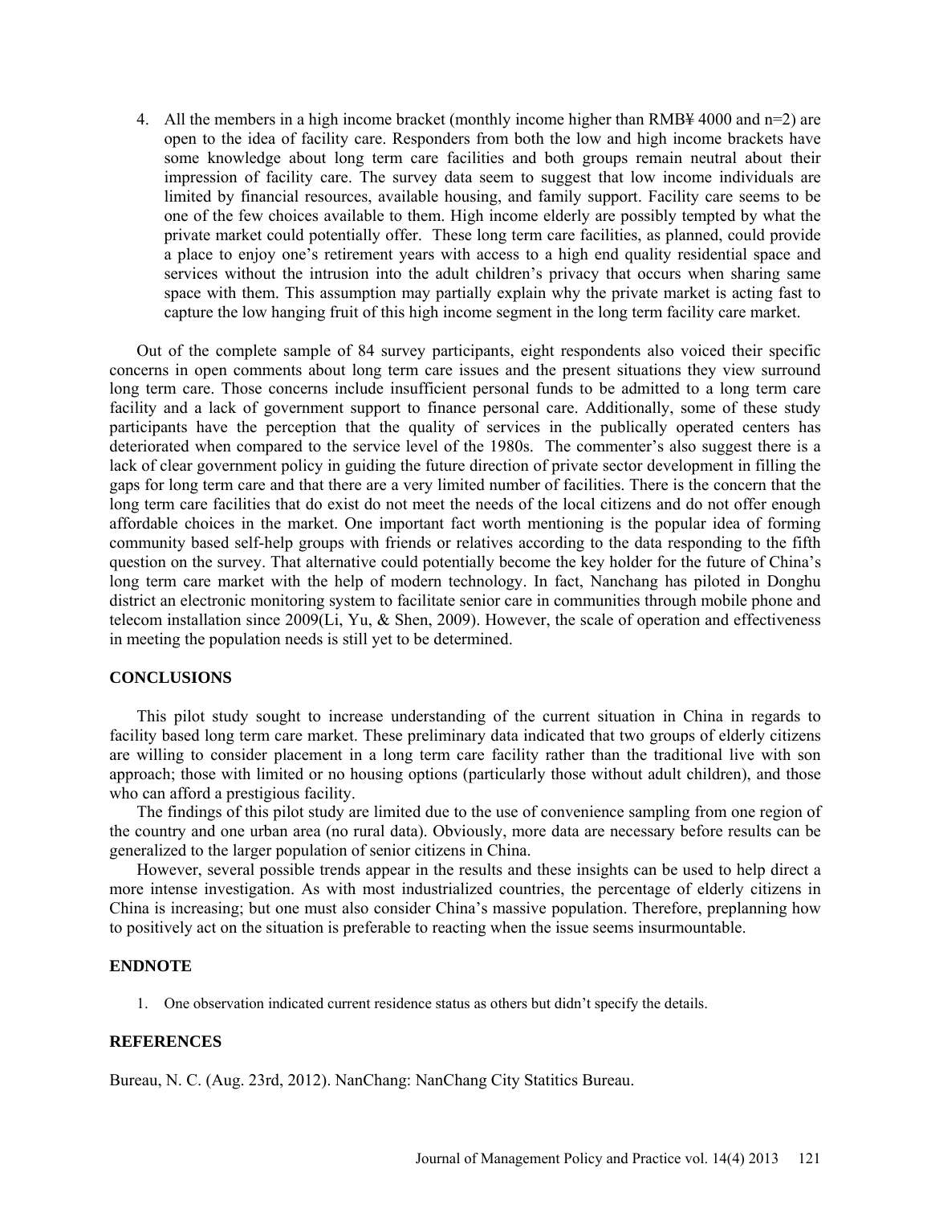4. All the members in a high income bracket (monthly income higher than RMB¥ 4000 and n=2) are open to the idea of facility care. Responders from both the low and high income brackets have some knowledge about long term care facilities and both groups remain neutral about their impression of facility care. The survey data seem to suggest that low income individuals are limited by financial resources, available housing, and family support. Facility care seems to be one of the few choices available to them. High income elderly are possibly tempted by what the private market could potentially offer. These long term care facilities, as planned, could provide a place to enjoy one's retirement years with access to a high end quality residential space and services without the intrusion into the adult children's privacy that occurs when sharing same space with them. This assumption may partially explain why the private market is acting fast to capture the low hanging fruit of this high income segment in the long term facility care market.

Out of the complete sample of 84 survey participants, eight respondents also voiced their specific concerns in open comments about long term care issues and the present situations they view surround long term care. Those concerns include insufficient personal funds to be admitted to a long term care facility and a lack of government support to finance personal care. Additionally, some of these study participants have the perception that the quality of services in the publically operated centers has deteriorated when compared to the service level of the 1980s. The commenter's also suggest there is a lack of clear government policy in guiding the future direction of private sector development in filling the gaps for long term care and that there are a very limited number of facilities. There is the concern that the long term care facilities that do exist do not meet the needs of the local citizens and do not offer enough affordable choices in the market. One important fact worth mentioning is the popular idea of forming community based self-help groups with friends or relatives according to the data responding to the fifth question on the survey. That alternative could potentially become the key holder for the future of China's long term care market with the help of modern technology. In fact, Nanchang has piloted in Donghu district an electronic monitoring system to facilitate senior care in communities through mobile phone and telecom installation since 2009(Li, Yu, & Shen, 2009). However, the scale of operation and effectiveness in meeting the population needs is still yet to be determined.

## CONCLUSIONS

This pilot study sought to increase understanding of the current situation in China in regards to facility based long term care market. These preliminary data indicated that two groups of elderly citizens are willing to consider placement in a long term care facility rather than the traditional live with son approach; those with limited or no housing options (particularly those without adult children), and those who can afford a prestigious facility.

The findings of this pilot study are limited due to the use of convenience sampling from one region of the country and one urban area (no rural data). Obviously, more data are necessary before results can be generalized to the larger population of senior citizens in China.

However, several possible trends appear in the results and these insights can be used to help direct a more intense investigation. As with most industrialized countries, the percentage of elderly citizens in China is increasing; but one must also consider China's massive population. Therefore, preplanning how to positively act on the situation is preferable to reacting when the issue seems insurmountable.

## ENDNOTE

1. One observation indicated current residence status as others but didn't specify the details.

## REFERENCES

Bureau, N. C. (Aug. 23rd, 2012). NanChang: NanChang City Statitics Bureau.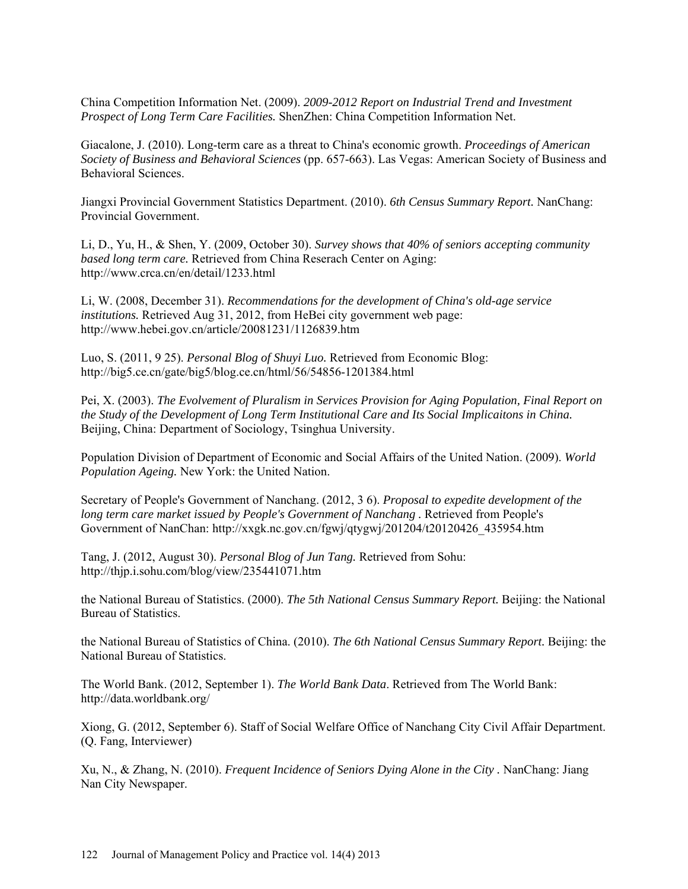China Competition Information Net. (2009). *2009-2012 Report on Industrial Trend and Investment Prospect of Long Term Care Facilities.* ShenZhen: China Competition Information Net.

Giacalone, J. (2010). Long-term care as a threat to China's economic growth. *Proceedings of American Society of Business and Behavioral Sciences* (pp. 657-663). Las Vegas: American Society of Business and Behavioral Sciences.

Jiangxi Provincial Government Statistics Department. (2010). *6th Census Summary Report.* NanChang: Provincial Government.

Li, D., Yu, H., & Shen, Y. (2009, October 30). *Survey shows that 40% of seniors accepting community based long term care.* Retrieved from China Reserach Center on Aging: http://www.crca.cn/en/detail/1233.html

Li, W. (2008, December 31). *Recommendations for the development of China's old-age service institutions.* Retrieved Aug 31, 2012, from HeBei city government web page: http://www.hebei.gov.cn/article/20081231/1126839.htm

Luo, S. (2011, 9 25). *Personal Blog of Shuyi Luo.* Retrieved from Economic Blog: http://big5.ce.cn/gate/big5/blog.ce.cn/html/56/54856-1201384.html

Pei, X. (2003). *The Evolvement of Pluralism in Services Provision for Aging Population, Final Report on the Study of the Development of Long Term Institutional Care and Its Social Implicaitons in China.* Beijing, China: Department of Sociology, Tsinghua University.

Population Division of Department of Economic and Social Affairs of the United Nation. (2009). *World Population Ageing.* New York: the United Nation.

Secretary of People's Government of Nanchang. (2012, 3 6). *Proposal to expedite development of the long term care market issued by People's Government of Nanchang* . Retrieved from People's Government of NanChan: http://xxgk.nc.gov.cn/fgwj/qtygwj/201204/t20120426_435954.htm

Tang, J. (2012, August 30). *Personal Blog of Jun Tang.* Retrieved from Sohu: http://thjp.i.sohu.com/blog/view/235441071.htm

the National Bureau of Statistics. (2000). *The 5th National Census Summary Report.* Beijing: the National Bureau of Statistics.

the National Bureau of Statistics of China. (2010). *The 6th National Census Summary Report.* Beijing: the National Bureau of Statistics.

The World Bank. (2012, September 1). *The World Bank Data*. Retrieved from The World Bank: http://data.worldbank.org/

Xiong, G. (2012, September 6). Staff of Social Welfare Office of Nanchang City Civil Affair Department. (Q. Fang, Interviewer)

Xu, N., & Zhang, N. (2010). *Frequent Incidence of Seniors Dying Alone in the City* . NanChang: Jiang Nan City Newspaper.